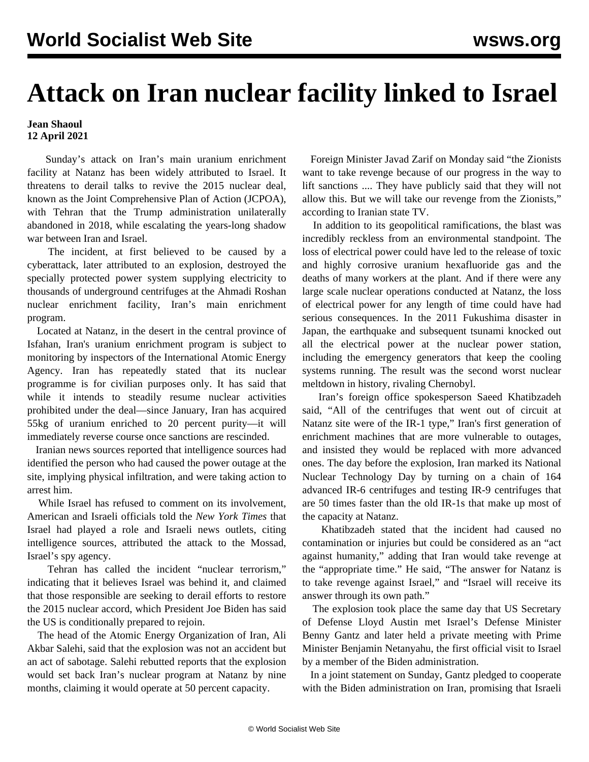# Attack on Iran nuclear facility linked to Israel

**Jean Shaoul**
**12 April 2021**

Sunday's attack on Iran's main uranium enrichment facility at Natanz has been widely attributed to Israel. It threatens to derail talks to revive the 2015 nuclear deal, known as the Joint Comprehensive Plan of Action (JCPOA), with Tehran that the Trump administration unilaterally abandoned in 2018, while escalating the years-long shadow war between Iran and Israel.

The incident, at first believed to be caused by a cyberattack, later attributed to an explosion, destroyed the specially protected power system supplying electricity to thousands of underground centrifuges at the Ahmadi Roshan nuclear enrichment facility, Iran's main enrichment program.

Located at Natanz, in the desert in the central province of Isfahan, Iran's uranium enrichment program is subject to monitoring by inspectors of the International Atomic Energy Agency. Iran has repeatedly stated that its nuclear programme is for civilian purposes only. It has said that while it intends to steadily resume nuclear activities prohibited under the deal—since January, Iran has acquired 55kg of uranium enriched to 20 percent purity—it will immediately reverse course once sanctions are rescinded.

Iranian news sources reported that intelligence sources had identified the person who had caused the power outage at the site, implying physical infiltration, and were taking action to arrest him.

While Israel has refused to comment on its involvement, American and Israeli officials told the *New York Times* that Israel had played a role and Israeli news outlets, citing intelligence sources, attributed the attack to the Mossad, Israel's spy agency.

Tehran has called the incident "nuclear terrorism," indicating that it believes Israel was behind it, and claimed that those responsible are seeking to derail efforts to restore the 2015 nuclear accord, which President Joe Biden has said the US is conditionally prepared to rejoin.

The head of the Atomic Energy Organization of Iran, Ali Akbar Salehi, said that the explosion was not an accident but an act of sabotage. Salehi rebutted reports that the explosion would set back Iran's nuclear program at Natanz by nine months, claiming it would operate at 50 percent capacity.

Foreign Minister Javad Zarif on Monday said "the Zionists want to take revenge because of our progress in the way to lift sanctions .... They have publicly said that they will not allow this. But we will take our revenge from the Zionists," according to Iranian state TV.

In addition to its geopolitical ramifications, the blast was incredibly reckless from an environmental standpoint. The loss of electrical power could have led to the release of toxic and highly corrosive uranium hexafluoride gas and the deaths of many workers at the plant. And if there were any large scale nuclear operations conducted at Natanz, the loss of electrical power for any length of time could have had serious consequences. In the 2011 Fukushima disaster in Japan, the earthquake and subsequent tsunami knocked out all the electrical power at the nuclear power station, including the emergency generators that keep the cooling systems running. The result was the second worst nuclear meltdown in history, rivaling Chernobyl.

Iran's foreign office spokesperson Saeed Khatibzadeh said, "All of the centrifuges that went out of circuit at Natanz site were of the IR-1 type," Iran's first generation of enrichment machines that are more vulnerable to outages, and insisted they would be replaced with more advanced ones. The day before the explosion, Iran marked its National Nuclear Technology Day by turning on a chain of 164 advanced IR-6 centrifuges and testing IR-9 centrifuges that are 50 times faster than the old IR-1s that make up most of the capacity at Natanz.

Khatibzadeh stated that the incident had caused no contamination or injuries but could be considered as an "act against humanity," adding that Iran would take revenge at the "appropriate time." He said, "The answer for Natanz is to take revenge against Israel," and "Israel will receive its answer through its own path."

The explosion took place the same day that US Secretary of Defense Lloyd Austin met Israel's Defense Minister Benny Gantz and later held a private meeting with Prime Minister Benjamin Netanyahu, the first official visit to Israel by a member of the Biden administration.

In a joint statement on Sunday, Gantz pledged to cooperate with the Biden administration on Iran, promising that Israeli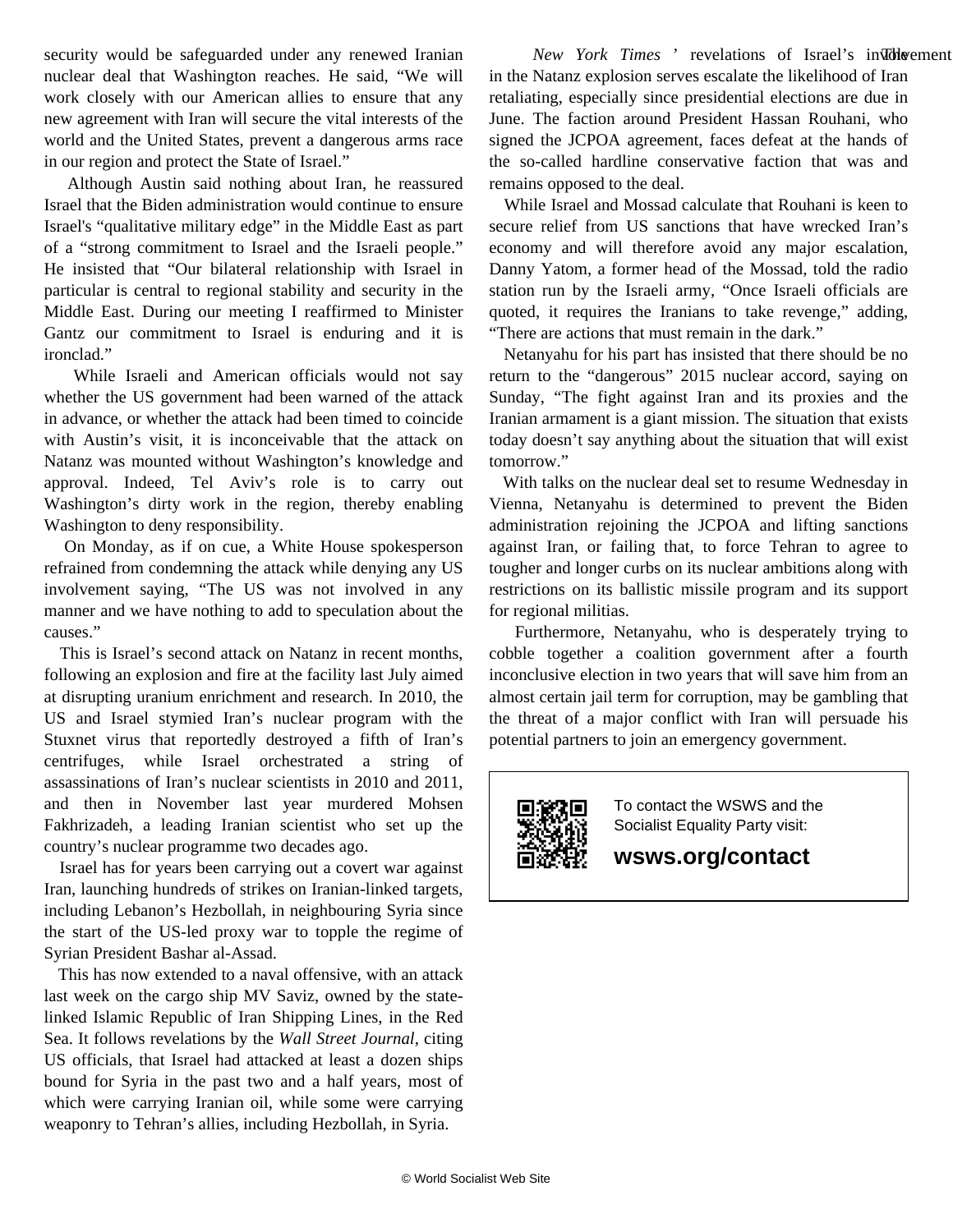security would be safeguarded under any renewed Iranian nuclear deal that Washington reaches. He said, “We will work closely with our American allies to ensure that any new agreement with Iran will secure the vital interests of the world and the United States, prevent a dangerous arms race in our region and protect the State of Israel.”

Although Austin said nothing about Iran, he reassured Israel that the Biden administration would continue to ensure Israel's “qualitative military edge” in the Middle East as part of a “strong commitment to Israel and the Israeli people.” He insisted that “Our bilateral relationship with Israel in particular is central to regional stability and security in the Middle East. During our meeting I reaffirmed to Minister Gantz our commitment to Israel is enduring and it is ironclad.”

While Israeli and American officials would not say whether the US government had been warned of the attack in advance, or whether the attack had been timed to coincide with Austin’s visit, it is inconceivable that the attack on Natanz was mounted without Washington’s knowledge and approval. Indeed, Tel Aviv’s role is to carry out Washington’s dirty work in the region, thereby enabling Washington to deny responsibility.

On Monday, as if on cue, a White House spokesperson refrained from condemning the attack while denying any US involvement saying, “The US was not involved in any manner and we have nothing to add to speculation about the causes.”

This is Israel’s second attack on Natanz in recent months, following an explosion and fire at the facility last July aimed at disrupting uranium enrichment and research. In 2010, the US and Israel stymied Iran’s nuclear program with the Stuxnet virus that reportedly destroyed a fifth of Iran’s centrifuges, while Israel orchestrated a string of assassinations of Iran’s nuclear scientists in 2010 and 2011, and then in November last year murdered Mohsen Fakhrizadeh, a leading Iranian scientist who set up the country’s nuclear programme two decades ago.

Israel has for years been carrying out a covert war against Iran, launching hundreds of strikes on Iranian-linked targets, including Lebanon’s Hezbollah, in neighbouring Syria since the start of the US-led proxy war to topple the regime of Syrian President Bashar al-Assad.

This has now extended to a naval offensive, with an attack last week on the cargo ship MV Saviz, owned by the state-linked Islamic Republic of Iran Shipping Lines, in the Red Sea. It follows revelations by the *Wall Street Journal*, citing US officials, that Israel had attacked at least a dozen ships bound for Syria in the past two and a half years, most of which were carrying Iranian oil, while some were carrying weaponry to Tehran’s allies, including Hezbollah, in Syria.

The *New York Times’* revelations of Israel’s involvement in the Natanz explosion serves escalate the likelihood of Iran retaliating, especially since presidential elections are due in June. The faction around President Hassan Rouhani, who signed the JCPOA agreement, faces defeat at the hands of the so-called hardline conservative faction that was and remains opposed to the deal.

While Israel and Mossad calculate that Rouhani is keen to secure relief from US sanctions that have wrecked Iran’s economy and will therefore avoid any major escalation, Danny Yatom, a former head of the Mossad, told the radio station run by the Israeli army, “Once Israeli officials are quoted, it requires the Iranians to take revenge,” adding, “There are actions that must remain in the dark.”

Netanyahu for his part has insisted that there should be no return to the “dangerous” 2015 nuclear accord, saying on Sunday, “The fight against Iran and its proxies and the Iranian armament is a giant mission. The situation that exists today doesn’t say anything about the situation that will exist tomorrow.”

With talks on the nuclear deal set to resume Wednesday in Vienna, Netanyahu is determined to prevent the Biden administration rejoining the JCPOA and lifting sanctions against Iran, or failing that, to force Tehran to agree to tougher and longer curbs on its nuclear ambitions along with restrictions on its ballistic missile program and its support for regional militias.

Furthermore, Netanyahu, who is desperately trying to cobble together a coalition government after a fourth inconclusive election in two years that will save him from an almost certain jail term for corruption, may be gambling that the threat of a major conflict with Iran will persuade his potential partners to join an emergency government.

To contact the WSWS and the Socialist Equality Party visit:

**wsws.org/contact**